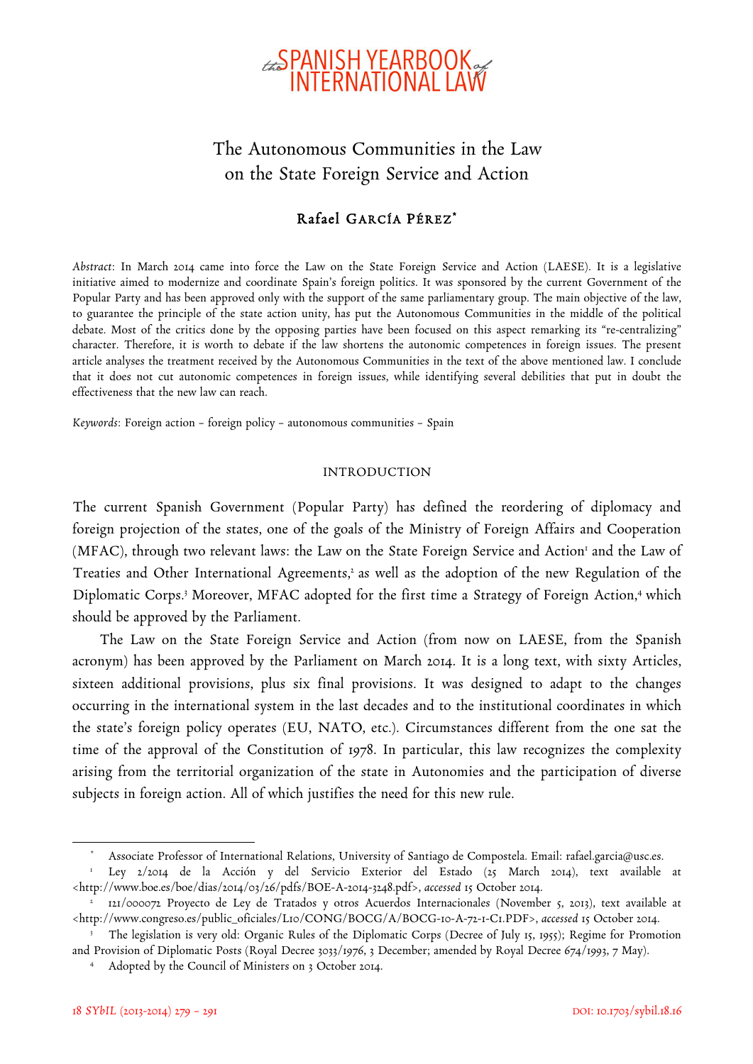# The Autonomous Communities in the Law on the State Foreign Service and Action

## Rafael GARCÍA PÉREZ*

*Abstract*: In March 2014 came into force the Law on the State Foreign Service and Action (LAESE). It is a legislative initiative aimed to modernize and coordinate Spain's foreign politics. It was sponsored by the current Government of the Popular Party and has been approved only with the support of the same parliamentary group. The main objective of the law, to guarantee the principle of the state action unity, has put the Autonomous Communities in the middle of the political debate. Most of the critics done by the opposing parties have been focused on this aspect remarking its "re-centralizing" character. Therefore, it is worth to debate if the law shortens the autonomic competences in foreign issues. The present article analyses the treatment received by the Autonomous Communities in the text of the above mentioned law. I conclude that it does not cut autonomic competences in foreign issues, while identifying several debilities that put in doubt the effectiveness that the new law can reach.

*Keywords*: Foreign action – foreign policy – autonomous communities – Spain

### INTRODUCTION

The current Spanish Government (Popular Party) has defined the reordering of diplomacy and foreign projection of the states, one of the goals of the Ministry of Foreign Affairs and Cooperation (MFAC), through two relevant laws: the Law on the State Foreign Service and Action[1] and the Law of Treaties and Other International Agreements,[2] as well as the adoption of the new Regulation of the Diplomatic Corps.[3] Moreover, MFAC adopted for the first time a Strategy of Foreign Action,[4] which should be approved by the Parliament.

The Law on the State Foreign Service and Action (from now on LAESE, from the Spanish acronym) has been approved by the Parliament on March 2014. It is a long text, with sixty Articles, sixteen additional provisions, plus six final provisions. It was designed to adapt to the changes occurring in the international system in the last decades and to the institutional coordinates in which the state's foreign policy operates (EU, NATO, etc.). Circumstances different from the one sat the time of the approval of the Constitution of 1978. In particular, this law recognizes the complexity arising from the territorial organization of the state in Autonomies and the participation of diverse subjects in foreign action. All of which justifies the need for this new rule.

---

\* Associate Professor of International Relations, University of Santiago de Compostela. Email: rafael.garcia@usc.es.

[1] Ley 2/2014 de la Acción y del Servicio Exterior del Estado (25 March 2014), text available at <http://www.boe.es/boe/dias/2014/03/26/pdfs/BOE-A-2014-3248.pdf>, *accessed* 15 October 2014.

[2] 121/000072 Proyecto de Ley de Tratados y otros Acuerdos Internacionales (November 5, 2013), text available at <http://www.congreso.es/public_oficiales/L10/CONG/BOCG/A/BOCG-10-A-72-1-C1.PDF>, *accessed* 15 October 2014.

[3] The legislation is very old: Organic Rules of the Diplomatic Corps (Decree of July 15, 1955); Regime for Promotion and Provision of Diplomatic Posts (Royal Decree 3033/1976, 3 December; amended by Royal Decree 674/1993, 7 May).

[4] Adopted by the Council of Ministers on 3 October 2014.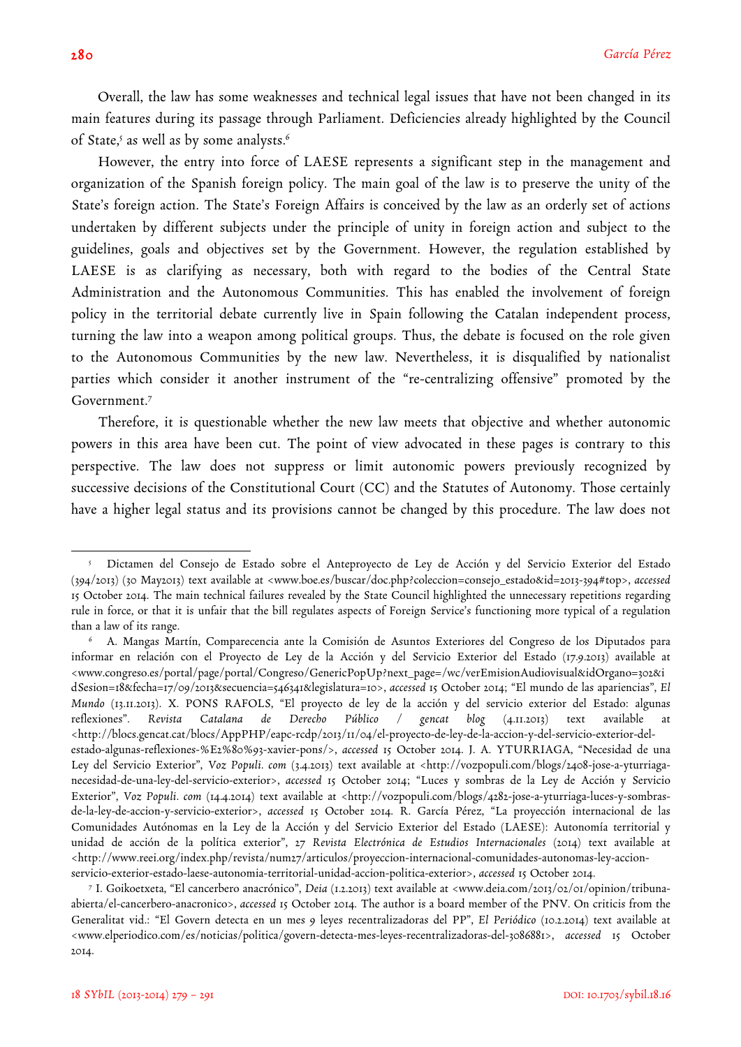Overall, the law has some weaknesses and technical legal issues that have not been changed in its main features during its passage through Parliament. Deficiencies already highlighted by the Council of State,[5] as well as by some analysts.[6]

However, the entry into force of LAESE represents a significant step in the management and organization of the Spanish foreign policy. The main goal of the law is to preserve the unity of the State's foreign action. The State's Foreign Affairs is conceived by the law as an orderly set of actions undertaken by different subjects under the principle of unity in foreign action and subject to the guidelines, goals and objectives set by the Government. However, the regulation established by LAESE is as clarifying as necessary, both with regard to the bodies of the Central State Administration and the Autonomous Communities. This has enabled the involvement of foreign policy in the territorial debate currently live in Spain following the Catalan independent process, turning the law into a weapon among political groups. Thus, the debate is focused on the role given to the Autonomous Communities by the new law. Nevertheless, it is disqualified by nationalist parties which consider it another instrument of the "re-centralizing offensive" promoted by the Government.[7]

Therefore, it is questionable whether the new law meets that objective and whether autonomic powers in this area have been cut. The point of view advocated in these pages is contrary to this perspective. The law does not suppress or limit autonomic powers previously recognized by successive decisions of the Constitutional Court (CC) and the Statutes of Autonomy. Those certainly have a higher legal status and its provisions cannot be changed by this procedure. The law does not

---

[5] Dictamen del Consejo de Estado sobre el Anteproyecto de Ley de Acción y del Servicio Exterior del Estado (394/2013) (30 May2013) text available at <www.boe.es/buscar/doc.php?coleccion=consejo_estado&id=2013-394#top>, *accessed* 15 October 2014. The main technical failures revealed by the State Council highlighted the unnecessary repetitions regarding rule in force, or that it is unfair that the bill regulates aspects of Foreign Service's functioning more typical of a regulation than a law of its range.

[6] A. Mangas Martín, Comparecencia ante la Comisión de Asuntos Exteriores del Congreso de los Diputados para informar en relación con el Proyecto de Ley de la Acción y del Servicio Exterior del Estado (17.9.2013) available at <www.congreso.es/portal/page/portal/Congreso/GenericPopUp?next_page=/wc/verEmisionAudiovisual&idOrgano=302&idSesion=18&fecha=17/09/2013&secuencia=546341&legislatura=10>, *accessed* 15 October 2014; "El mundo de las apariencias", *El Mundo* (13.11.2013). X. PONS RAFOLS, "El proyecto de ley de la acción y del servicio exterior del Estado: algunas reflexiones". *Revista Catalana de Derecho Público / gencat blog* (4.11.2013) text available at <http://blocs.gencat.cat/blocs/AppPHP/eapc-rcdp/2013/11/04/el-proyecto-de-ley-de-la-accion-y-del-servicio-exterior-del-estado-algunas-reflexiones-%E2%80%93-xavier-pons/>, *accessed* 15 October 2014. J. A. YTURRIAGA, "Necesidad de una Ley del Servicio Exterior", *Voz Populi. com* (3.4.2013) text available at <http://vozpopuli.com/blogs/2408-jose-a-yturriaga-necesidad-de-una-ley-del-servicio-exterior>, *accessed* 15 October 2014; "Luces y sombras de la Ley de Acción y Servicio Exterior", *Voz Populi. com* (14.4.2014) text available at <http://vozpopuli.com/blogs/4282-jose-a-yturriaga-luces-y-sombras-de-la-ley-de-accion-y-servicio-exterior>, *accessed* 15 October 2014. R. García Pérez, "La proyección internacional de las Comunidades Autónomas en la Ley de la Acción y del Servicio Exterior del Estado (LAESE): Autonomía territorial y unidad de acción de la política exterior", 27 *Revista Electrónica de Estudios Internacionales* (2014) text available at <http://www.reei.org/index.php/revista/num27/articulos/proyeccion-internacional-comunidades-autonomas-ley-accion-servicio-exterior-estado-laese-autonomia-territorial-unidad-accion-politica-exterior>, *accessed* 15 October 2014.

[7] I. Goikoetxeta, "El cancerbero anacrónico", *Deia* (1.2.2013) text available at <www.deia.com/2013/02/01/opinion/tribuna-abierta/el-cancerbero-anacronico>, *accessed* 15 October 2014. The author is a board member of the PNV. On criticis from the Generalitat vid.: "El Govern detecta en un mes 9 leyes recentralizadoras del PP", *El Periódico* (10.2.2014) text available at <www.elperiodico.com/es/noticias/politica/govern-detecta-mes-leyes-recentralizadoras-del-3086881>, *accessed* 15 October 2014.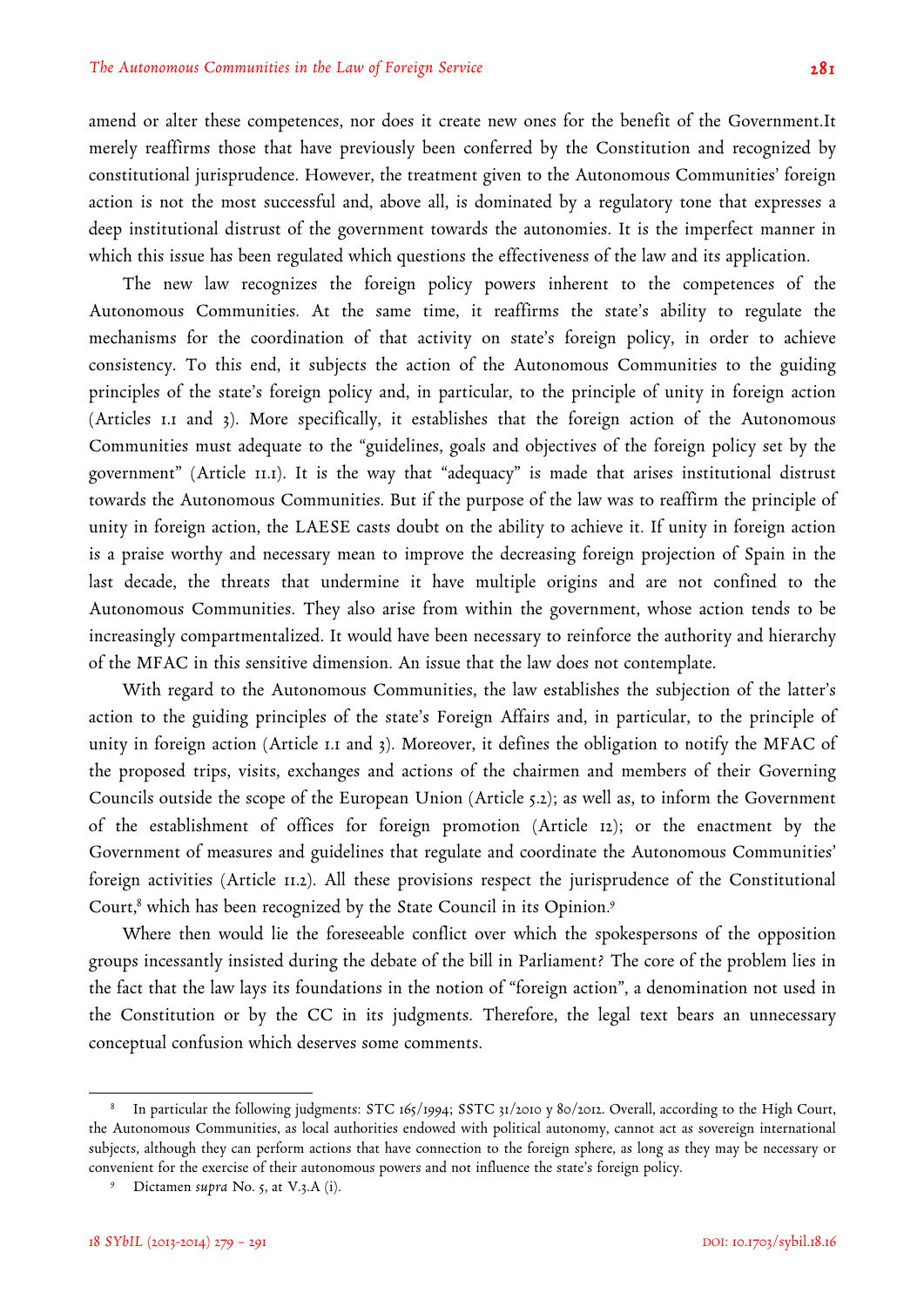amend or alter these competences, nor does it create new ones for the benefit of the Government.It merely reaffirms those that have previously been conferred by the Constitution and recognized by constitutional jurisprudence. However, the treatment given to the Autonomous Communities' foreign action is not the most successful and, above all, is dominated by a regulatory tone that expresses a deep institutional distrust of the government towards the autonomies. It is the imperfect manner in which this issue has been regulated which questions the effectiveness of the law and its application.

The new law recognizes the foreign policy powers inherent to the competences of the Autonomous Communities. At the same time, it reaffirms the state's ability to regulate the mechanisms for the coordination of that activity on state's foreign policy, in order to achieve consistency. To this end, it subjects the action of the Autonomous Communities to the guiding principles of the state's foreign policy and, in particular, to the principle of unity in foreign action (Articles 1.1 and 3). More specifically, it establishes that the foreign action of the Autonomous Communities must adequate to the "guidelines, goals and objectives of the foreign policy set by the government" (Article 11.1). It is the way that "adequacy" is made that arises institutional distrust towards the Autonomous Communities. But if the purpose of the law was to reaffirm the principle of unity in foreign action, the LAESE casts doubt on the ability to achieve it. If unity in foreign action is a praise worthy and necessary mean to improve the decreasing foreign projection of Spain in the last decade, the threats that undermine it have multiple origins and are not confined to the Autonomous Communities. They also arise from within the government, whose action tends to be increasingly compartmentalized. It would have been necessary to reinforce the authority and hierarchy of the MFAC in this sensitive dimension. An issue that the law does not contemplate.

With regard to the Autonomous Communities, the law establishes the subjection of the latter's action to the guiding principles of the state's Foreign Affairs and, in particular, to the principle of unity in foreign action (Article 1.1 and 3). Moreover, it defines the obligation to notify the MFAC of the proposed trips, visits, exchanges and actions of the chairmen and members of their Governing Councils outside the scope of the European Union (Article 5.2); as well as, to inform the Government of the establishment of offices for foreign promotion (Article 12); or the enactment by the Government of measures and guidelines that regulate and coordinate the Autonomous Communities' foreign activities (Article 11.2). All these provisions respect the jurisprudence of the Constitutional Court,[8] which has been recognized by the State Council in its Opinion.[9]

Where then would lie the foreseeable conflict over which the spokespersons of the opposition groups incessantly insisted during the debate of the bill in Parliament? The core of the problem lies in the fact that the law lays its foundations in the notion of "foreign action", a denomination not used in the Constitution or by the CC in its judgments. Therefore, the legal text bears an unnecessary conceptual confusion which deserves some comments.

---

[8] In particular the following judgments: STC 165/1994; SSTC 31/2010 y 80/2012. Overall, according to the High Court, the Autonomous Communities, as local authorities endowed with political autonomy, cannot act as sovereign international subjects, although they can perform actions that have connection to the foreign sphere, as long as they may be necessary or convenient for the exercise of their autonomous powers and not influence the state's foreign policy.

[9] Dictamen *supra* No. 5, at V.3.A (i).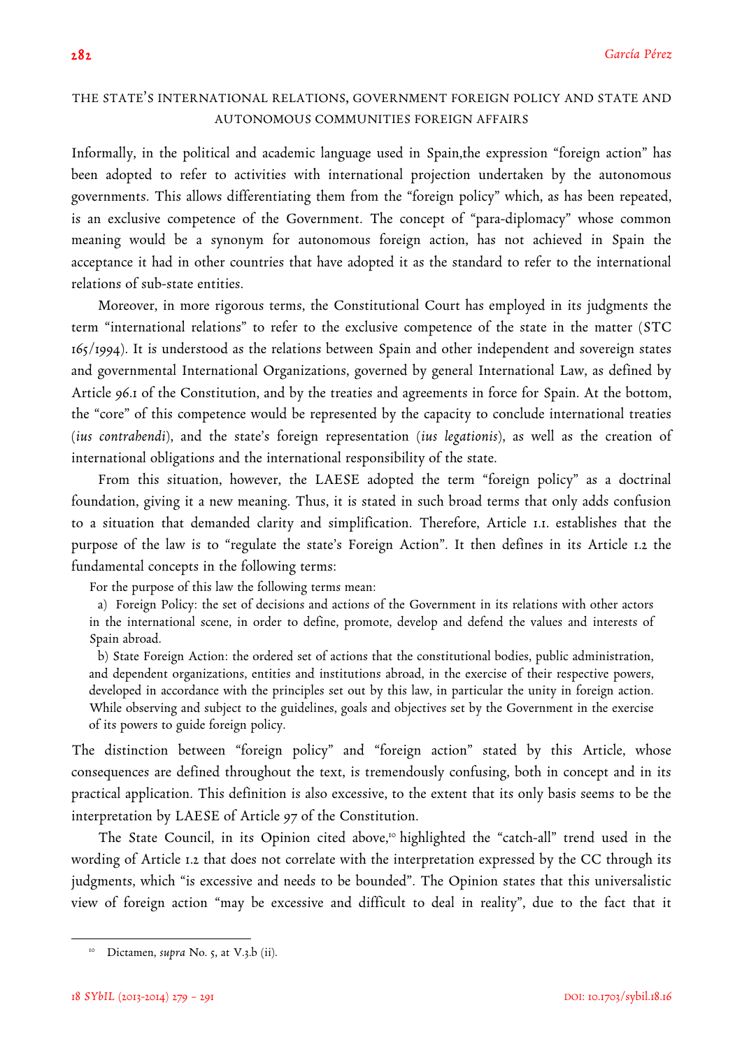## THE STATE'S INTERNATIONAL RELATIONS, GOVERNMENT FOREIGN POLICY AND STATE AND AUTONOMOUS COMMUNITIES FOREIGN AFFAIRS

Informally, in the political and academic language used in Spain,the expression "foreign action" has been adopted to refer to activities with international projection undertaken by the autonomous governments. This allows differentiating them from the "foreign policy" which, as has been repeated, is an exclusive competence of the Government. The concept of "para-diplomacy" whose common meaning would be a synonym for autonomous foreign action, has not achieved in Spain the acceptance it had in other countries that have adopted it as the standard to refer to the international relations of sub-state entities.

Moreover, in more rigorous terms, the Constitutional Court has employed in its judgments the term "international relations" to refer to the exclusive competence of the state in the matter (STC 165/1994). It is understood as the relations between Spain and other independent and sovereign states and governmental International Organizations, governed by general International Law, as defined by Article 96.1 of the Constitution, and by the treaties and agreements in force for Spain. At the bottom, the "core" of this competence would be represented by the capacity to conclude international treaties (*ius contrahendi*), and the state's foreign representation (*ius legationis*), as well as the creation of international obligations and the international responsibility of the state.

From this situation, however, the LAESE adopted the term "foreign policy" as a doctrinal foundation, giving it a new meaning. Thus, it is stated in such broad terms that only adds confusion to a situation that demanded clarity and simplification. Therefore, Article 1.1. establishes that the purpose of the law is to "regulate the state's Foreign Action". It then defines in its Article 1.2 the fundamental concepts in the following terms:

> For the purpose of this law the following terms mean:
>
> a) Foreign Policy: the set of decisions and actions of the Government in its relations with other actors in the international scene, in order to define, promote, develop and defend the values and interests of Spain abroad.
>
> b) State Foreign Action: the ordered set of actions that the constitutional bodies, public administration, and dependent organizations, entities and institutions abroad, in the exercise of their respective powers, developed in accordance with the principles set out by this law, in particular the unity in foreign action. While observing and subject to the guidelines, goals and objectives set by the Government in the exercise of its powers to guide foreign policy.

The distinction between "foreign policy" and "foreign action" stated by this Article, whose consequences are defined throughout the text, is tremendously confusing, both in concept and in its practical application. This definition is also excessive, to the extent that its only basis seems to be the interpretation by LAESE of Article 97 of the Constitution.

The State Council, in its Opinion cited above,[10] highlighted the "catch-all" trend used in the wording of Article 1.2 that does not correlate with the interpretation expressed by the CC through its judgments, which "is excessive and needs to be bounded". The Opinion states that this universalistic view of foreign action "may be excessive and difficult to deal in reality", due to the fact that it

[10] Dictamen, *supra* No. 5, at V.3.b (ii).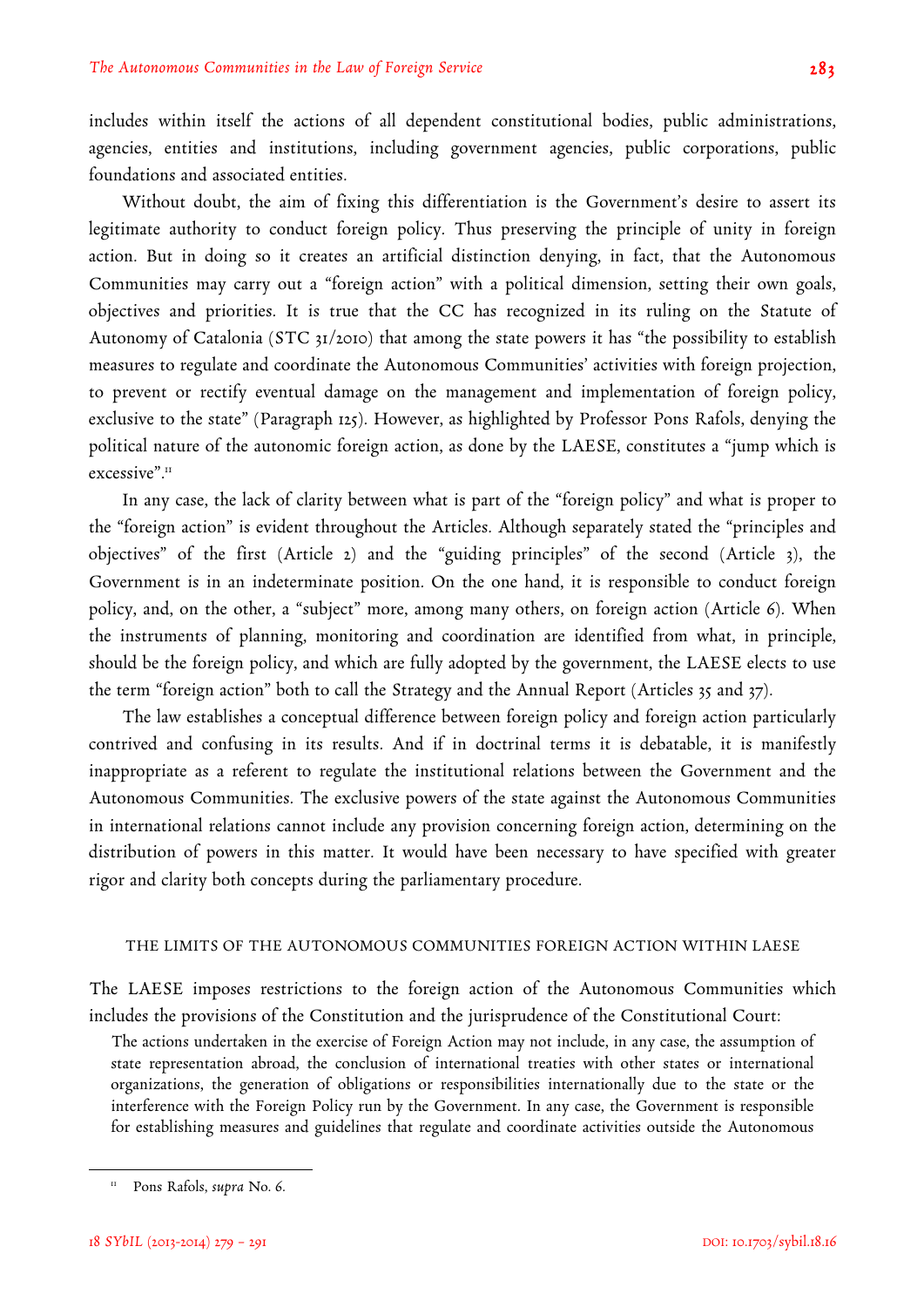includes within itself the actions of all dependent constitutional bodies, public administrations, agencies, entities and institutions, including government agencies, public corporations, public foundations and associated entities.

Without doubt, the aim of fixing this differentiation is the Government's desire to assert its legitimate authority to conduct foreign policy. Thus preserving the principle of unity in foreign action. But in doing so it creates an artificial distinction denying, in fact, that the Autonomous Communities may carry out a "foreign action" with a political dimension, setting their own goals, objectives and priorities. It is true that the CC has recognized in its ruling on the Statute of Autonomy of Catalonia (STC 31/2010) that among the state powers it has "the possibility to establish measures to regulate and coordinate the Autonomous Communities' activities with foreign projection, to prevent or rectify eventual damage on the management and implementation of foreign policy, exclusive to the state" (Paragraph 125). However, as highlighted by Professor Pons Rafols, denying the political nature of the autonomic foreign action, as done by the LAESE, constitutes a "jump which is excessive".[11]

In any case, the lack of clarity between what is part of the "foreign policy" and what is proper to the "foreign action" is evident throughout the Articles. Although separately stated the "principles and objectives" of the first (Article 2) and the "guiding principles" of the second (Article 3), the Government is in an indeterminate position. On the one hand, it is responsible to conduct foreign policy, and, on the other, a "subject" more, among many others, on foreign action (Article 6). When the instruments of planning, monitoring and coordination are identified from what, in principle, should be the foreign policy, and which are fully adopted by the government, the LAESE elects to use the term "foreign action" both to call the Strategy and the Annual Report (Articles 35 and 37).

The law establishes a conceptual difference between foreign policy and foreign action particularly contrived and confusing in its results. And if in doctrinal terms it is debatable, it is manifestly inappropriate as a referent to regulate the institutional relations between the Government and the Autonomous Communities. The exclusive powers of the state against the Autonomous Communities in international relations cannot include any provision concerning foreign action, determining on the distribution of powers in this matter. It would have been necessary to have specified with greater rigor and clarity both concepts during the parliamentary procedure.

## THE LIMITS OF THE AUTONOMOUS COMMUNITIES FOREIGN ACTION WITHIN LAESE

The LAESE imposes restrictions to the foreign action of the Autonomous Communities which includes the provisions of the Constitution and the jurisprudence of the Constitutional Court:

> The actions undertaken in the exercise of Foreign Action may not include, in any case, the assumption of state representation abroad, the conclusion of international treaties with other states or international organizations, the generation of obligations or responsibilities internationally due to the state or the interference with the Foreign Policy run by the Government. In any case, the Government is responsible for establishing measures and guidelines that regulate and coordinate activities outside the Autonomous

---

[11] Pons Rafols, *supra* No. 6.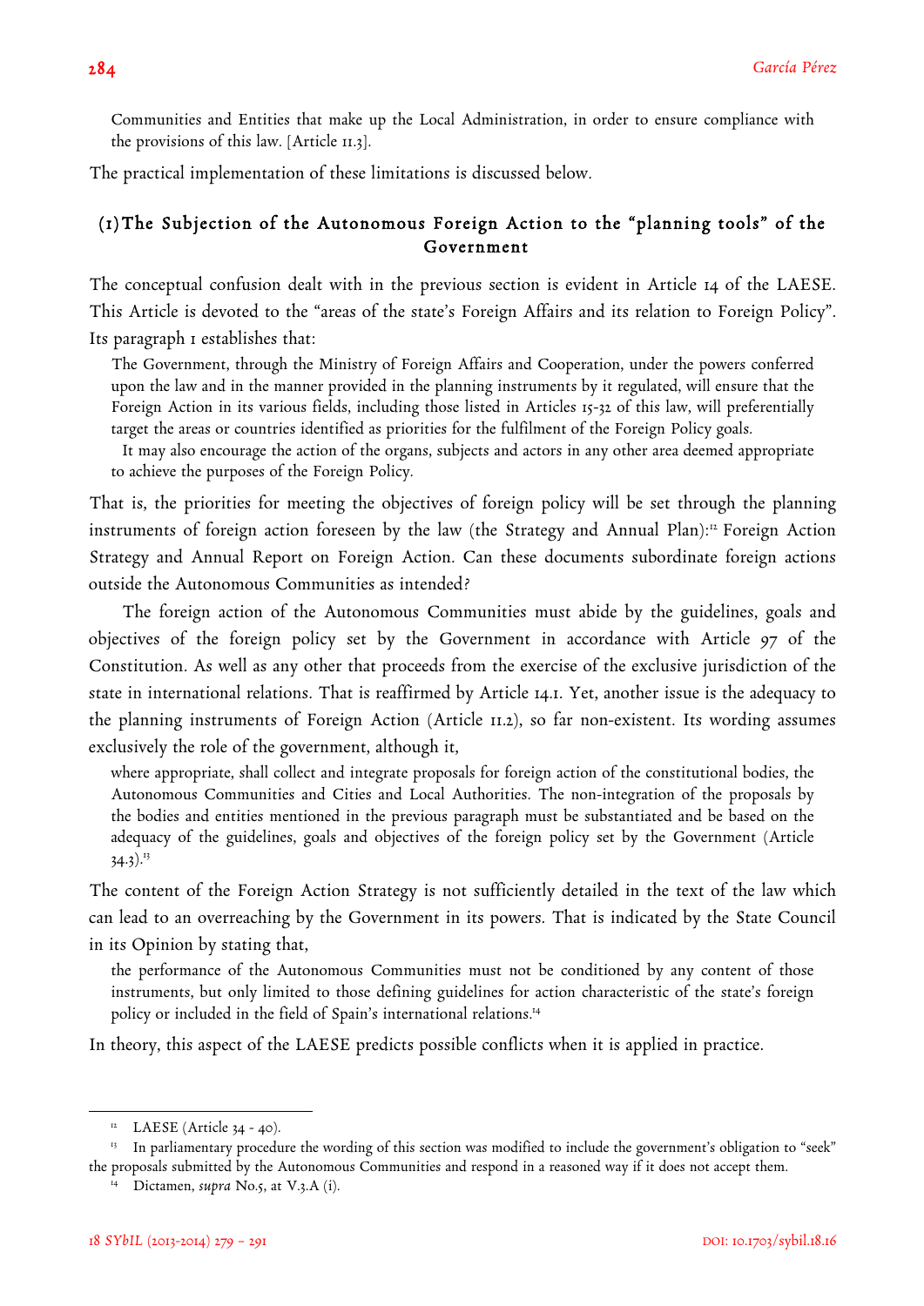Communities and Entities that make up the Local Administration, in order to ensure compliance with the provisions of this law. [Article 11.3].

The practical implementation of these limitations is discussed below.

### (1) The Subjection of the Autonomous Foreign Action to the "planning tools" of the Government

The conceptual confusion dealt with in the previous section is evident in Article 14 of the LAESE. This Article is devoted to the "areas of the state's Foreign Affairs and its relation to Foreign Policy". Its paragraph 1 establishes that:

> The Government, through the Ministry of Foreign Affairs and Cooperation, under the powers conferred upon the law and in the manner provided in the planning instruments by it regulated, will ensure that the Foreign Action in its various fields, including those listed in Articles 15-32 of this law, will preferentially target the areas or countries identified as priorities for the fulfilment of the Foreign Policy goals.
>
> It may also encourage the action of the organs, subjects and actors in any other area deemed appropriate to achieve the purposes of the Foreign Policy.

That is, the priorities for meeting the objectives of foreign policy will be set through the planning instruments of foreign action foreseen by the law (the Strategy and Annual Plan):[12] Foreign Action Strategy and Annual Report on Foreign Action. Can these documents subordinate foreign actions outside the Autonomous Communities as intended?

The foreign action of the Autonomous Communities must abide by the guidelines, goals and objectives of the foreign policy set by the Government in accordance with Article 97 of the Constitution. As well as any other that proceeds from the exercise of the exclusive jurisdiction of the state in international relations. That is reaffirmed by Article 14.1. Yet, another issue is the adequacy to the planning instruments of Foreign Action (Article 11.2), so far non-existent. Its wording assumes exclusively the role of the government, although it,

> where appropriate, shall collect and integrate proposals for foreign action of the constitutional bodies, the Autonomous Communities and Cities and Local Authorities. The non-integration of the proposals by the bodies and entities mentioned in the previous paragraph must be substantiated and be based on the adequacy of the guidelines, goals and objectives of the foreign policy set by the Government (Article 34.3).[13]

The content of the Foreign Action Strategy is not sufficiently detailed in the text of the law which can lead to an overreaching by the Government in its powers. That is indicated by the State Council in its Opinion by stating that,

> the performance of the Autonomous Communities must not be conditioned by any content of those instruments, but only limited to those defining guidelines for action characteristic of the state's foreign policy or included in the field of Spain's international relations.[14]

In theory, this aspect of the LAESE predicts possible conflicts when it is applied in practice.

---

[12] LAESE (Article 34 - 40).

[13] In parliamentary procedure the wording of this section was modified to include the government's obligation to "seek" the proposals submitted by the Autonomous Communities and respond in a reasoned way if it does not accept them.

[14] Dictamen, *supra* No.5, at V.3.A (i).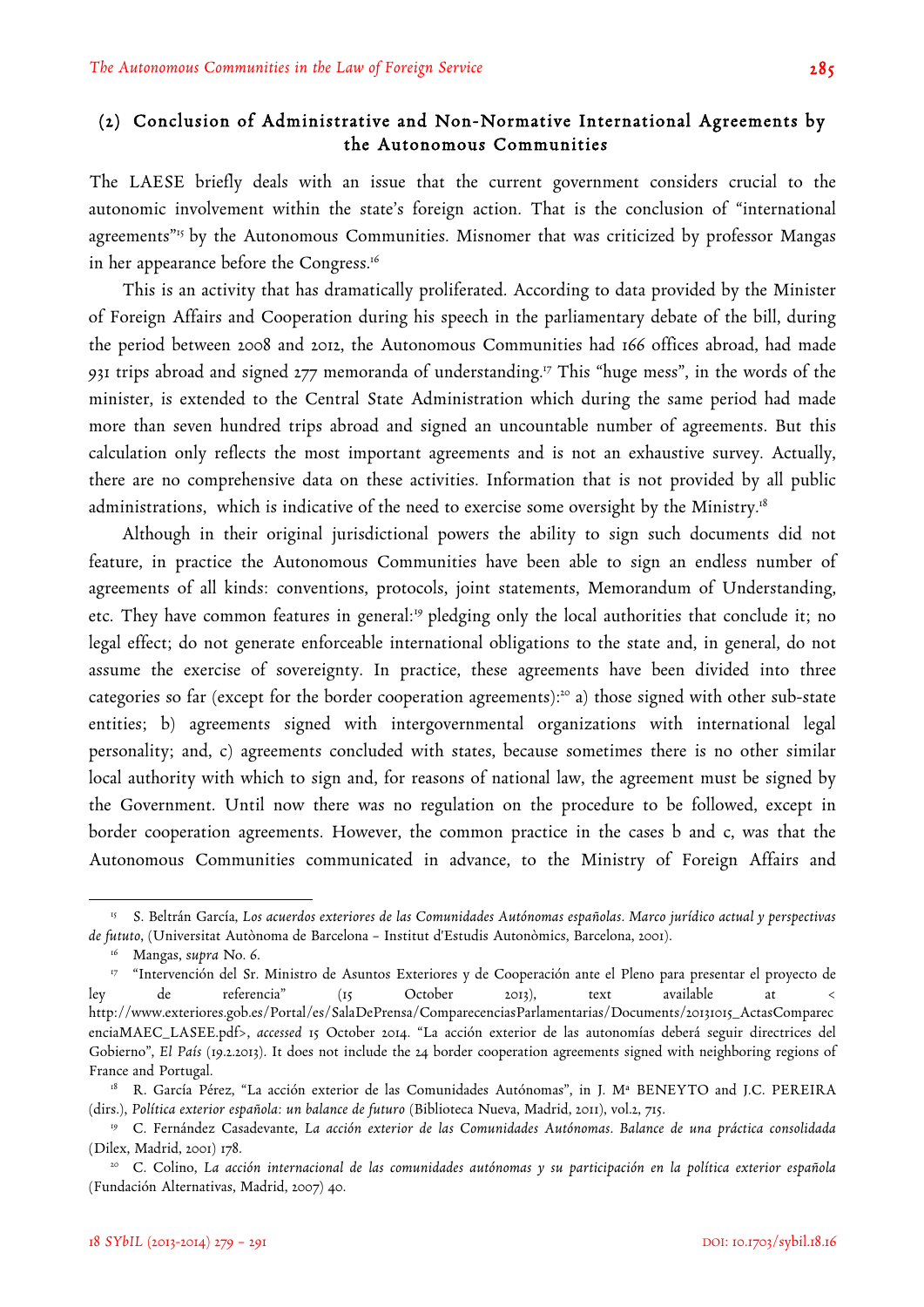## (2) Conclusion of Administrative and Non-Normative International Agreements by the Autonomous Communities

The LAESE briefly deals with an issue that the current government considers crucial to the autonomic involvement within the state's foreign action. That is the conclusion of "international agreements"[15] by the Autonomous Communities. Misnomer that was criticized by professor Mangas in her appearance before the Congress.[16]

This is an activity that has dramatically proliferated. According to data provided by the Minister of Foreign Affairs and Cooperation during his speech in the parliamentary debate of the bill, during the period between 2008 and 2012, the Autonomous Communities had 166 offices abroad, had made 931 trips abroad and signed 277 memoranda of understanding.[17] This "huge mess", in the words of the minister, is extended to the Central State Administration which during the same period had made more than seven hundred trips abroad and signed an uncountable number of agreements. But this calculation only reflects the most important agreements and is not an exhaustive survey. Actually, there are no comprehensive data on these activities. Information that is not provided by all public administrations, which is indicative of the need to exercise some oversight by the Ministry.[18]

Although in their original jurisdictional powers the ability to sign such documents did not feature, in practice the Autonomous Communities have been able to sign an endless number of agreements of all kinds: conventions, protocols, joint statements, Memorandum of Understanding, etc. They have common features in general:[19] pledging only the local authorities that conclude it; no legal effect; do not generate enforceable international obligations to the state and, in general, do not assume the exercise of sovereignty. In practice, these agreements have been divided into three categories so far (except for the border cooperation agreements):[20] a) those signed with other sub-state entities; b) agreements signed with intergovernmental organizations with international legal personality; and, c) agreements concluded with states, because sometimes there is no other similar local authority with which to sign and, for reasons of national law, the agreement must be signed by the Government. Until now there was no regulation on the procedure to be followed, except in border cooperation agreements. However, the common practice in the cases b and c, was that the Autonomous Communities communicated in advance, to the Ministry of Foreign Affairs and

---

[15] S. Beltrán García, *Los acuerdos exteriores de las Comunidades Autónomas españolas. Marco jurídico actual y perspectivas de fututo*, (Universitat Autònoma de Barcelona – Institut d'Estudis Autonòmics, Barcelona, 2001).

[16] Mangas, *supra* No. 6.

[17] "Intervención del Sr. Ministro de Asuntos Exteriores y de Cooperación ante el Pleno para presentar el proyecto de ley de referencia" (15 October 2013), text available at <http://www.exteriores.gob.es/Portal/es/SalaDePrensa/ComparecenciasParlamentarias/Documents/20131015_ActasComparecenciaMAEC_LASEE.pdf>, *accessed* 15 October 2014. "La acción exterior de las autonomías deberá seguir directrices del Gobierno", *El País* (19.2.2013). It does not include the 24 border cooperation agreements signed with neighboring regions of France and Portugal.

[18] R. García Pérez, "La acción exterior de las Comunidades Autónomas", in J. Mª BENEYTO and J.C. PEREIRA (dirs.), *Política exterior española: un balance de futuro* (Biblioteca Nueva, Madrid, 2011), vol.2, 715.

[19] C. Fernández Casadevante, *La acción exterior de las Comunidades Autónomas. Balance de una práctica consolidada* (Dilex, Madrid, 2001) 178.

[20] C. Colino, *La acción internacional de las comunidades autónomas y su participación en la política exterior española* (Fundación Alternativas, Madrid, 2007) 40.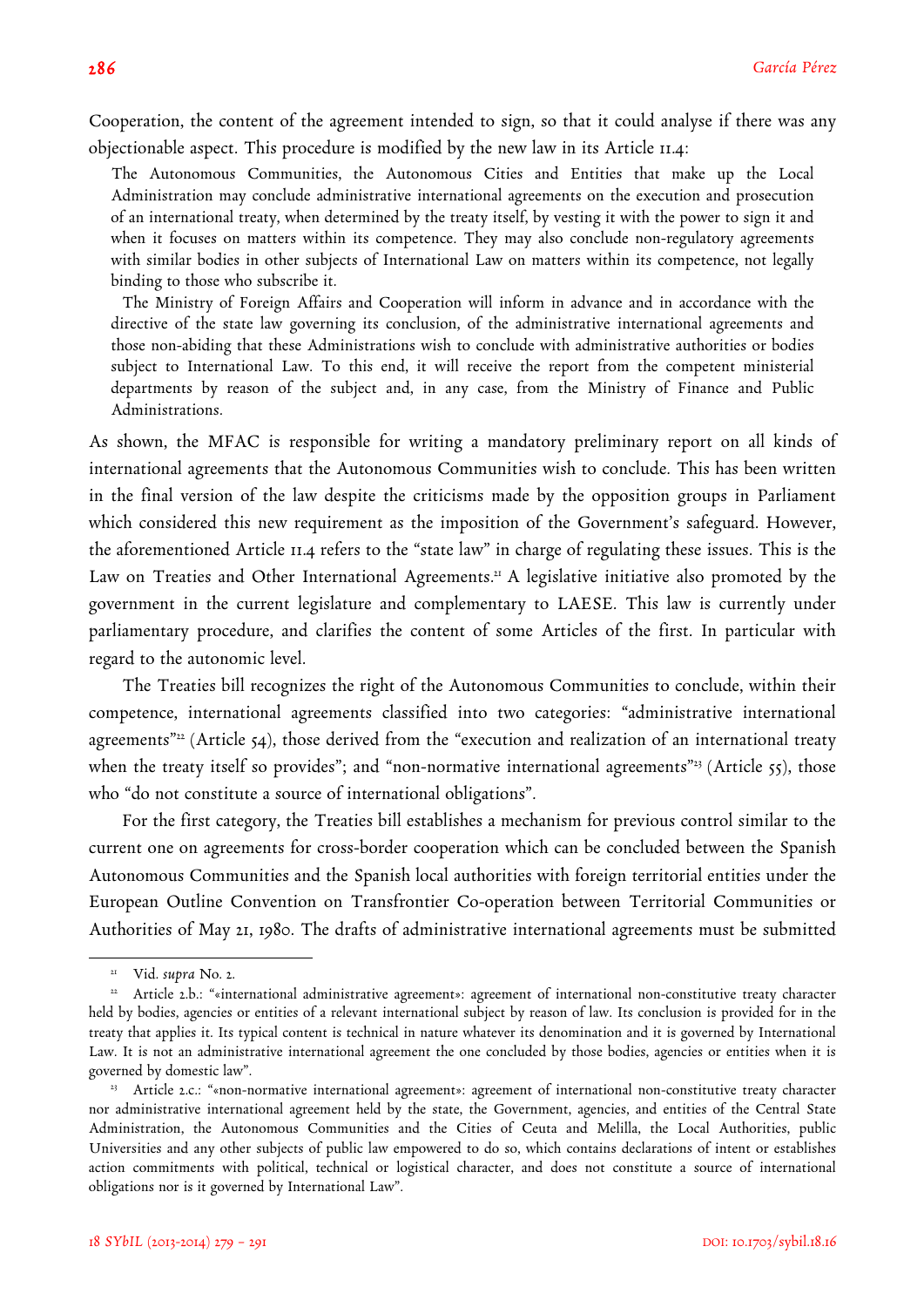Cooperation, the content of the agreement intended to sign, so that it could analyse if there was any objectionable aspect. This procedure is modified by the new law in its Article 11.4:

> The Autonomous Communities, the Autonomous Cities and Entities that make up the Local Administration may conclude administrative international agreements on the execution and prosecution of an international treaty, when determined by the treaty itself, by vesting it with the power to sign it and when it focuses on matters within its competence. They may also conclude non-regulatory agreements with similar bodies in other subjects of International Law on matters within its competence, not legally binding to those who subscribe it.
>
> The Ministry of Foreign Affairs and Cooperation will inform in advance and in accordance with the directive of the state law governing its conclusion, of the administrative international agreements and those non-abiding that these Administrations wish to conclude with administrative authorities or bodies subject to International Law. To this end, it will receive the report from the competent ministerial departments by reason of the subject and, in any case, from the Ministry of Finance and Public Administrations.

As shown, the MFAC is responsible for writing a mandatory preliminary report on all kinds of international agreements that the Autonomous Communities wish to conclude. This has been written in the final version of the law despite the criticisms made by the opposition groups in Parliament which considered this new requirement as the imposition of the Government's safeguard. However, the aforementioned Article 11.4 refers to the "state law" in charge of regulating these issues. This is the Law on Treaties and Other International Agreements.[21] A legislative initiative also promoted by the government in the current legislature and complementary to LAESE. This law is currently under parliamentary procedure, and clarifies the content of some Articles of the first. In particular with regard to the autonomic level.

The Treaties bill recognizes the right of the Autonomous Communities to conclude, within their competence, international agreements classified into two categories: "administrative international agreements"[22] (Article 54), those derived from the "execution and realization of an international treaty when the treaty itself so provides"; and "non-normative international agreements"[23] (Article 55), those who "do not constitute a source of international obligations".

For the first category, the Treaties bill establishes a mechanism for previous control similar to the current one on agreements for cross-border cooperation which can be concluded between the Spanish Autonomous Communities and the Spanish local authorities with foreign territorial entities under the European Outline Convention on Transfrontier Co-operation between Territorial Communities or Authorities of May 21, 1980. The drafts of administrative international agreements must be submitted

---

[21] Vid. *supra* No. 2.

[22] Article 2.b.: "«international administrative agreement»: agreement of international non-constitutive treaty character held by bodies, agencies or entities of a relevant international subject by reason of law. Its conclusion is provided for in the treaty that applies it. Its typical content is technical in nature whatever its denomination and it is governed by International Law. It is not an administrative international agreement the one concluded by those bodies, agencies or entities when it is governed by domestic law".

[23] Article 2.c.: "«non-normative international agreement»: agreement of international non-constitutive treaty character nor administrative international agreement held by the state, the Government, agencies, and entities of the Central State Administration, the Autonomous Communities and the Cities of Ceuta and Melilla, the Local Authorities, public Universities and any other subjects of public law empowered to do so, which contains declarations of intent or establishes action commitments with political, technical or logistical character, and does not constitute a source of international obligations nor is it governed by International Law".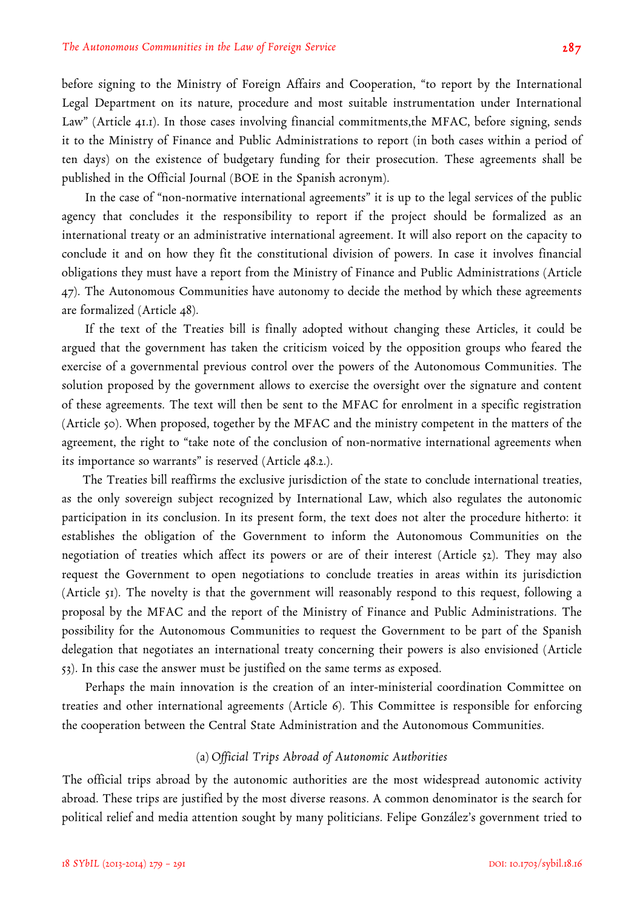before signing to the Ministry of Foreign Affairs and Cooperation, "to report by the International Legal Department on its nature, procedure and most suitable instrumentation under International Law" (Article 41.1). In those cases involving financial commitments,the MFAC, before signing, sends it to the Ministry of Finance and Public Administrations to report (in both cases within a period of ten days) on the existence of budgetary funding for their prosecution. These agreements shall be published in the Official Journal (BOE in the Spanish acronym).

In the case of "non-normative international agreements" it is up to the legal services of the public agency that concludes it the responsibility to report if the project should be formalized as an international treaty or an administrative international agreement. It will also report on the capacity to conclude it and on how they fit the constitutional division of powers. In case it involves financial obligations they must have a report from the Ministry of Finance and Public Administrations (Article 47). The Autonomous Communities have autonomy to decide the method by which these agreements are formalized (Article 48).

If the text of the Treaties bill is finally adopted without changing these Articles, it could be argued that the government has taken the criticism voiced by the opposition groups who feared the exercise of a governmental previous control over the powers of the Autonomous Communities. The solution proposed by the government allows to exercise the oversight over the signature and content of these agreements. The text will then be sent to the MFAC for enrolment in a specific registration (Article 50). When proposed, together by the MFAC and the ministry competent in the matters of the agreement, the right to "take note of the conclusion of non-normative international agreements when its importance so warrants" is reserved (Article 48.2.).

The Treaties bill reaffirms the exclusive jurisdiction of the state to conclude international treaties, as the only sovereign subject recognized by International Law, which also regulates the autonomic participation in its conclusion. In its present form, the text does not alter the procedure hitherto: it establishes the obligation of the Government to inform the Autonomous Communities on the negotiation of treaties which affect its powers or are of their interest (Article 52). They may also request the Government to open negotiations to conclude treaties in areas within its jurisdiction (Article 51). The novelty is that the government will reasonably respond to this request, following a proposal by the MFAC and the report of the Ministry of Finance and Public Administrations. The possibility for the Autonomous Communities to request the Government to be part of the Spanish delegation that negotiates an international treaty concerning their powers is also envisioned (Article 53). In this case the answer must be justified on the same terms as exposed.

Perhaps the main innovation is the creation of an inter-ministerial coordination Committee on treaties and other international agreements (Article 6). This Committee is responsible for enforcing the cooperation between the Central State Administration and the Autonomous Communities.

### (a) *Official Trips Abroad of Autonomic Authorities*

The official trips abroad by the autonomic authorities are the most widespread autonomic activity abroad. These trips are justified by the most diverse reasons. A common denominator is the search for political relief and media attention sought by many politicians. Felipe González's government tried to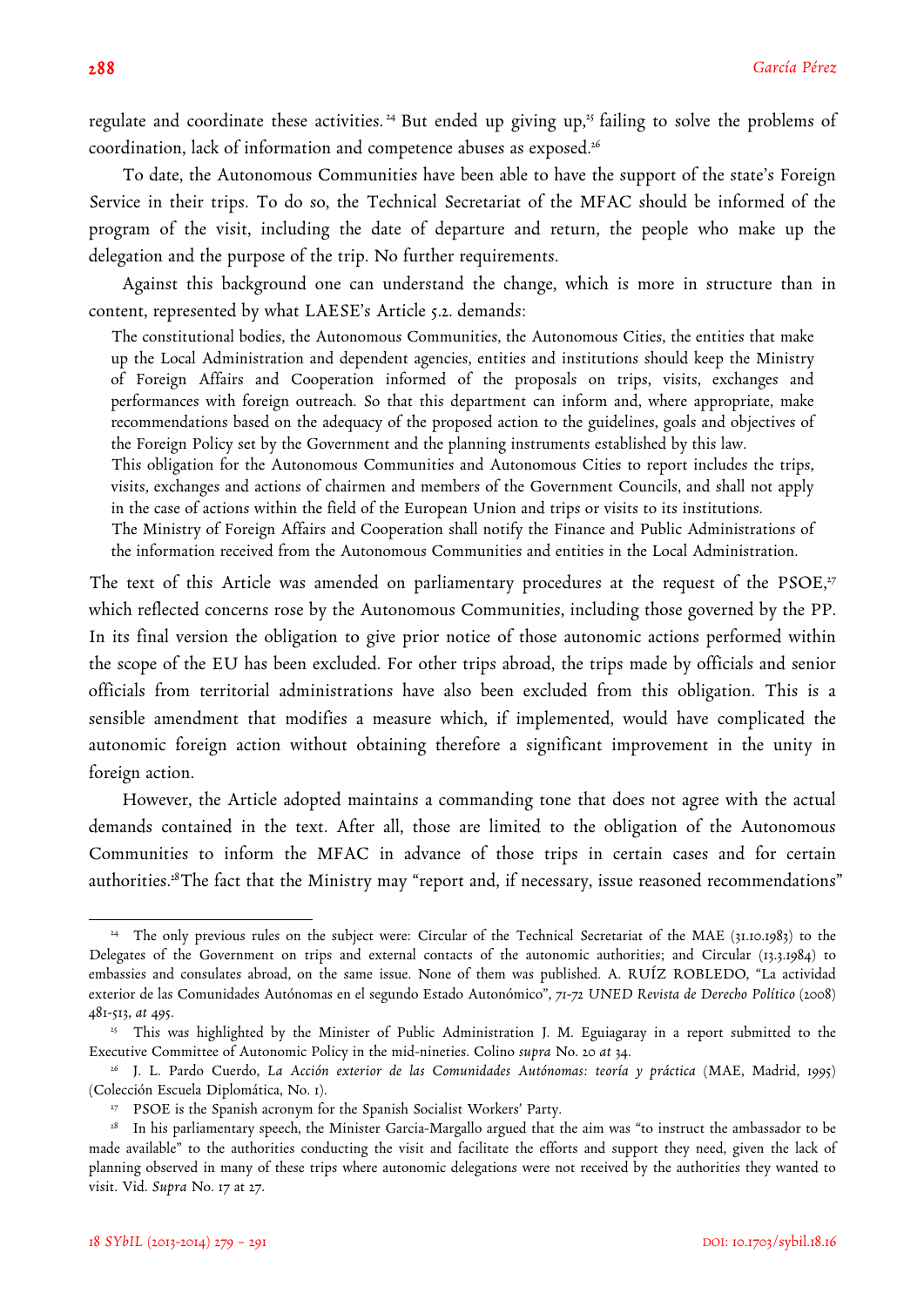regulate and coordinate these activities.[24] But ended up giving up,[25] failing to solve the problems of coordination, lack of information and competence abuses as exposed.[26]

To date, the Autonomous Communities have been able to have the support of the state's Foreign Service in their trips. To do so, the Technical Secretariat of the MFAC should be informed of the program of the visit, including the date of departure and return, the people who make up the delegation and the purpose of the trip. No further requirements.

Against this background one can understand the change, which is more in structure than in content, represented by what LAESE's Article 5.2. demands:

> The constitutional bodies, the Autonomous Communities, the Autonomous Cities, the entities that make up the Local Administration and dependent agencies, entities and institutions should keep the Ministry of Foreign Affairs and Cooperation informed of the proposals on trips, visits, exchanges and performances with foreign outreach. So that this department can inform and, where appropriate, make recommendations based on the adequacy of the proposed action to the guidelines, goals and objectives of the Foreign Policy set by the Government and the planning instruments established by this law.
> This obligation for the Autonomous Communities and Autonomous Cities to report includes the trips, visits, exchanges and actions of chairmen and members of the Government Councils, and shall not apply in the case of actions within the field of the European Union and trips or visits to its institutions.
> The Ministry of Foreign Affairs and Cooperation shall notify the Finance and Public Administrations of the information received from the Autonomous Communities and entities in the Local Administration.

The text of this Article was amended on parliamentary procedures at the request of the PSOE,[27] which reflected concerns rose by the Autonomous Communities, including those governed by the PP. In its final version the obligation to give prior notice of those autonomic actions performed within the scope of the EU has been excluded. For other trips abroad, the trips made by officials and senior officials from territorial administrations have also been excluded from this obligation. This is a sensible amendment that modifies a measure which, if implemented, would have complicated the autonomic foreign action without obtaining therefore a significant improvement in the unity in foreign action.

However, the Article adopted maintains a commanding tone that does not agree with the actual demands contained in the text. After all, those are limited to the obligation of the Autonomous Communities to inform the MFAC in advance of those trips in certain cases and for certain authorities.[28] The fact that the Ministry may "report and, if necessary, issue reasoned recommendations"

---

[24] The only previous rules on the subject were: Circular of the Technical Secretariat of the MAE (31.10.1983) to the Delegates of the Government on trips and external contacts of the autonomic authorities; and Circular (13.3.1984) to embassies and consulates abroad, on the same issue. None of them was published. A. RUÍZ ROBLEDO, "La actividad exterior de las Comunidades Autónomas en el segundo Estado Autonómico", 71-72 *UNED Revista de Derecho Político* (2008) 481-513, *at* 495.

[25] This was highlighted by the Minister of Public Administration J. M. Eguiagaray in a report submitted to the Executive Committee of Autonomic Policy in the mid-nineties. Colino *supra* No. 20 *at* 34.

[26] J. L. Pardo Cuerdo, *La Acción exterior de las Comunidades Autónomas: teoría y práctica* (MAE, Madrid, 1995) (Colección Escuela Diplomática, No. 1).

[27] PSOE is the Spanish acronym for the Spanish Socialist Workers' Party.

[28] In his parliamentary speech, the Minister Garcia-Margallo argued that the aim was "to instruct the ambassador to be made available" to the authorities conducting the visit and facilitate the efforts and support they need, given the lack of planning observed in many of these trips where autonomic delegations were not received by the authorities they wanted to visit. Vid. *Supra* No. 17 at 27.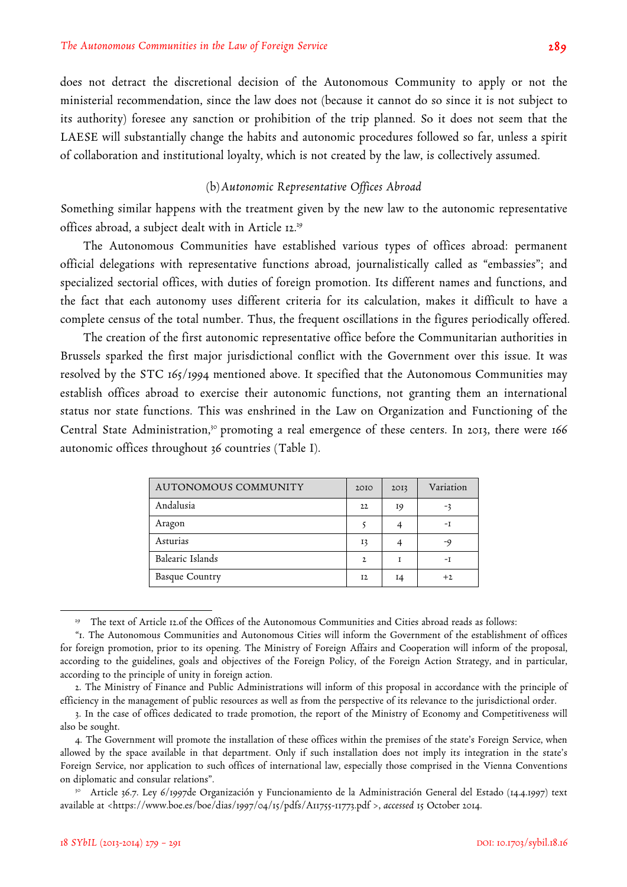does not detract the discretional decision of the Autonomous Community to apply or not the ministerial recommendation, since the law does not (because it cannot do so since it is not subject to its authority) foresee any sanction or prohibition of the trip planned. So it does not seem that the LAESE will substantially change the habits and autonomic procedures followed so far, unless a spirit of collaboration and institutional loyalty, which is not created by the law, is collectively assumed.

### (b) *Autonomic Representative Offices Abroad*

Something similar happens with the treatment given by the new law to the autonomic representative offices abroad, a subject dealt with in Article 12.[29]

The Autonomous Communities have established various types of offices abroad: permanent official delegations with representative functions abroad, journalistically called as "embassies"; and specialized sectorial offices, with duties of foreign promotion. Its different names and functions, and the fact that each autonomy uses different criteria for its calculation, makes it difficult to have a complete census of the total number. Thus, the frequent oscillations in the figures periodically offered.

The creation of the first autonomic representative office before the Communitarian authorities in Brussels sparked the first major jurisdictional conflict with the Government over this issue. It was resolved by the STC 165/1994 mentioned above. It specified that the Autonomous Communities may establish offices abroad to exercise their autonomic functions, not granting them an international status nor state functions. This was enshrined in the Law on Organization and Functioning of the Central State Administration,[30] promoting a real emergence of these centers. In 2013, there were 166 autonomic offices throughout 36 countries (Table I).

| AUTONOMOUS COMMUNITY | 2010 | 2013 | Variation |
|---|---|---|---|
| Andalusia | 22 | 19 | -3 |
| Aragon | 5 | 4 | -1 |
| Asturias | 13 | 4 | -9 |
| Balearic Islands | 2 | 1 | -1 |
| Basque Country | 12 | 14 | +2 |

[29] The text of Article 12.of the Offices of the Autonomous Communities and Cities abroad reads as follows:

"1. The Autonomous Communities and Autonomous Cities will inform the Government of the establishment of offices for foreign promotion, prior to its opening. The Ministry of Foreign Affairs and Cooperation will inform of the proposal, according to the guidelines, goals and objectives of the Foreign Policy, of the Foreign Action Strategy, and in particular, according to the principle of unity in foreign action.

2. The Ministry of Finance and Public Administrations will inform of this proposal in accordance with the principle of efficiency in the management of public resources as well as from the perspective of its relevance to the jurisdictional order.

3. In the case of offices dedicated to trade promotion, the report of the Ministry of Economy and Competitiveness will also be sought.

4. The Government will promote the installation of these offices within the premises of the state's Foreign Service, when allowed by the space available in that department. Only if such installation does not imply its integration in the state's Foreign Service, nor application to such offices of international law, especially those comprised in the Vienna Conventions on diplomatic and consular relations".

[30] Article 36.7. Ley 6/1997de Organización y Funcionamiento de la Administración General del Estado (14.4.1997) text available at <https://www.boe.es/boe/dias/1997/04/15/pdfs/A11755-11773.pdf >, *accessed* 15 October 2014.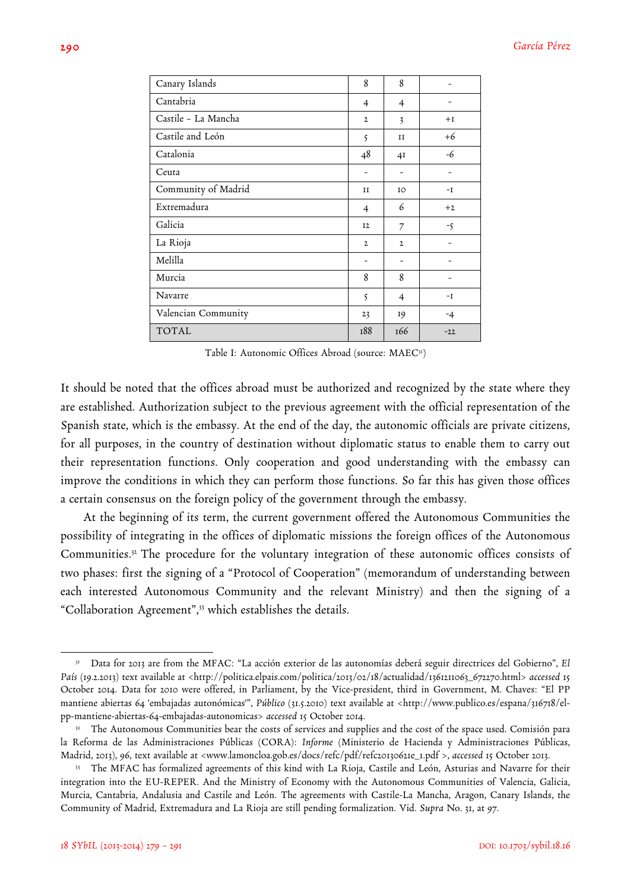| Canary Islands | 8 | 8 | - |
|---|---|---|---|
| Cantabria | 4 | 4 | - |
| Castile – La Mancha | 2 | 3 | +1 |
| Castile and León | 5 | 11 | +6 |
| Catalonia | 48 | 41 | -6 |
| Ceuta | - | - | - |
| Community of Madrid | 11 | 10 | -1 |
| Extremadura | 4 | 6 | +2 |
| Galicia | 12 | 7 | -5 |
| La Rioja | 2 | 2 | - |
| Melilla | - | - | - |
| Murcia | 8 | 8 | - |
| Navarre | 5 | 4 | -1 |
| Valencian Community | 23 | 19 | -4 |
| TOTAL | 188 | 166 | -22 |

Table I: Autonomic Offices Abroad (source: MAEC[31])

It should be noted that the offices abroad must be authorized and recognized by the state where they are established. Authorization subject to the previous agreement with the official representation of the Spanish state, which is the embassy. At the end of the day, the autonomic officials are private citizens, for all purposes, in the country of destination without diplomatic status to enable them to carry out their representation functions. Only cooperation and good understanding with the embassy can improve the conditions in which they can perform those functions. So far this has given those offices a certain consensus on the foreign policy of the government through the embassy.

At the beginning of its term, the current government offered the Autonomous Communities the possibility of integrating in the offices of diplomatic missions the foreign offices of the Autonomous Communities.[32] The procedure for the voluntary integration of these autonomic offices consists of two phases: first the signing of a "Protocol of Cooperation" (memorandum of understanding between each interested Autonomous Community and the relevant Ministry) and then the signing of a "Collaboration Agreement",[33] which establishes the details.

---

[31] Data for 2013 are from the MFAC: "La acción exterior de las autonomías deberá seguir directrices del Gobierno", *El País* (19.2.2013) text available at <http://politica.elpais.com/politica/2013/02/18/actualidad/1361211063_672270.html> *accessed* 15 October 2014. Data for 2010 were offered, in Parliament, by the Vice-president, third in Government, M. Chaves: "El PP mantiene abiertas 64 'embajadas autonómicas'", *Público* (31.5.2010) text available at <http://www.publico.es/espana/316718/el-pp-mantiene-abiertas-64-embajadas-autonomicas> *accessed* 15 October 2014.

[32] The Autonomous Communities bear the costs of services and supplies and the cost of the space used. Comisión para la Reforma de las Administraciones Públicas (CORA): *Informe* (Ministerio de Hacienda y Administraciones Públicas, Madrid, 2013), 96, text available at <www.lamoncloa.gob.es/docs/refc/pdf/refc20130621e_1.pdf >, *accessed* 15 October 2013.

[33] The MFAC has formalized agreements of this kind with La Rioja, Castile and León, Asturias and Navarre for their integration into the EU-REPER. And the Ministry of Economy with the Autonomous Communities of Valencia, Galicia, Murcia, Cantabria, Andalusia and Castile and León. The agreements with Castile-La Mancha, Aragon, Canary Islands, the Community of Madrid, Extremadura and La Rioja are still pending formalization. Vid. *Supra* No. 31, at 97.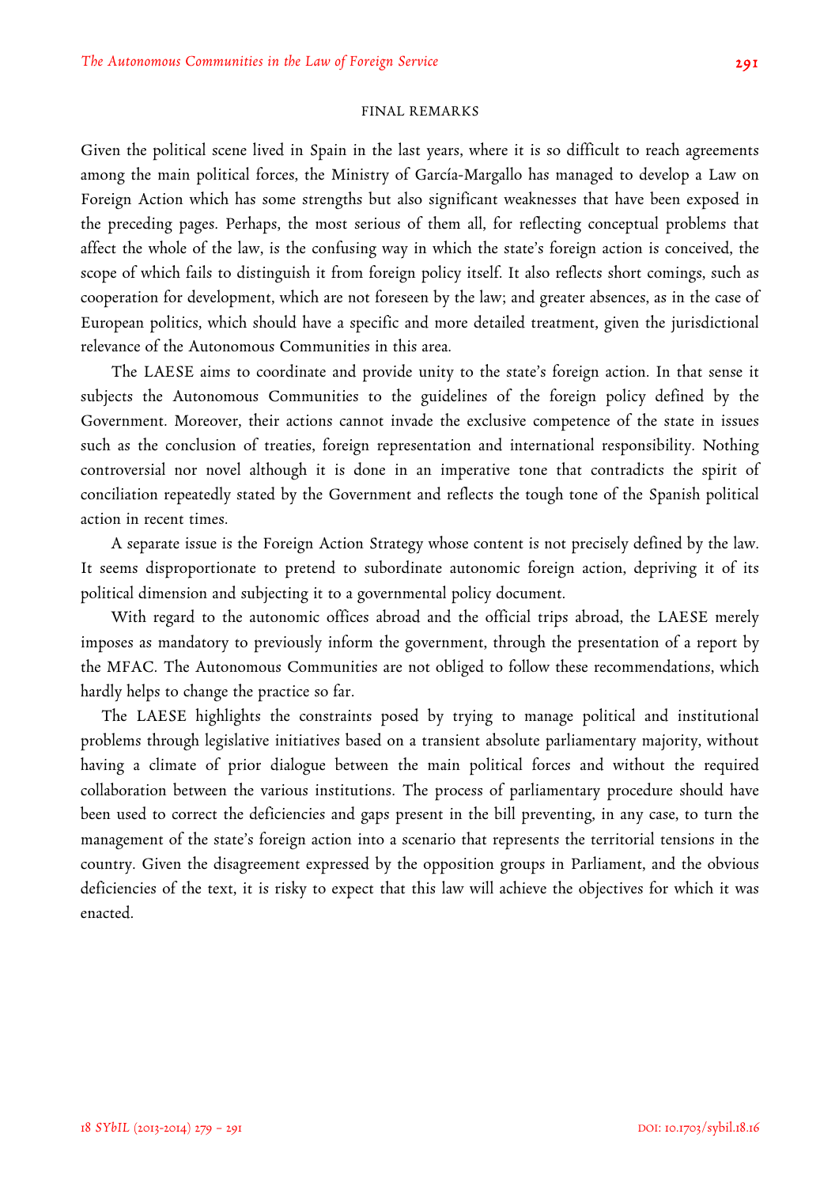## FINAL REMARKS

Given the political scene lived in Spain in the last years, where it is so difficult to reach agreements among the main political forces, the Ministry of García-Margallo has managed to develop a Law on Foreign Action which has some strengths but also significant weaknesses that have been exposed in the preceding pages. Perhaps, the most serious of them all, for reflecting conceptual problems that affect the whole of the law, is the confusing way in which the state's foreign action is conceived, the scope of which fails to distinguish it from foreign policy itself. It also reflects short comings, such as cooperation for development, which are not foreseen by the law; and greater absences, as in the case of European politics, which should have a specific and more detailed treatment, given the jurisdictional relevance of the Autonomous Communities in this area.

The LAESE aims to coordinate and provide unity to the state's foreign action. In that sense it subjects the Autonomous Communities to the guidelines of the foreign policy defined by the Government. Moreover, their actions cannot invade the exclusive competence of the state in issues such as the conclusion of treaties, foreign representation and international responsibility. Nothing controversial nor novel although it is done in an imperative tone that contradicts the spirit of conciliation repeatedly stated by the Government and reflects the tough tone of the Spanish political action in recent times.

A separate issue is the Foreign Action Strategy whose content is not precisely defined by the law. It seems disproportionate to pretend to subordinate autonomic foreign action, depriving it of its political dimension and subjecting it to a governmental policy document.

With regard to the autonomic offices abroad and the official trips abroad, the LAESE merely imposes as mandatory to previously inform the government, through the presentation of a report by the MFAC. The Autonomous Communities are not obliged to follow these recommendations, which hardly helps to change the practice so far.

The LAESE highlights the constraints posed by trying to manage political and institutional problems through legislative initiatives based on a transient absolute parliamentary majority, without having a climate of prior dialogue between the main political forces and without the required collaboration between the various institutions. The process of parliamentary procedure should have been used to correct the deficiencies and gaps present in the bill preventing, in any case, to turn the management of the state's foreign action into a scenario that represents the territorial tensions in the country. Given the disagreement expressed by the opposition groups in Parliament, and the obvious deficiencies of the text, it is risky to expect that this law will achieve the objectives for which it was enacted.